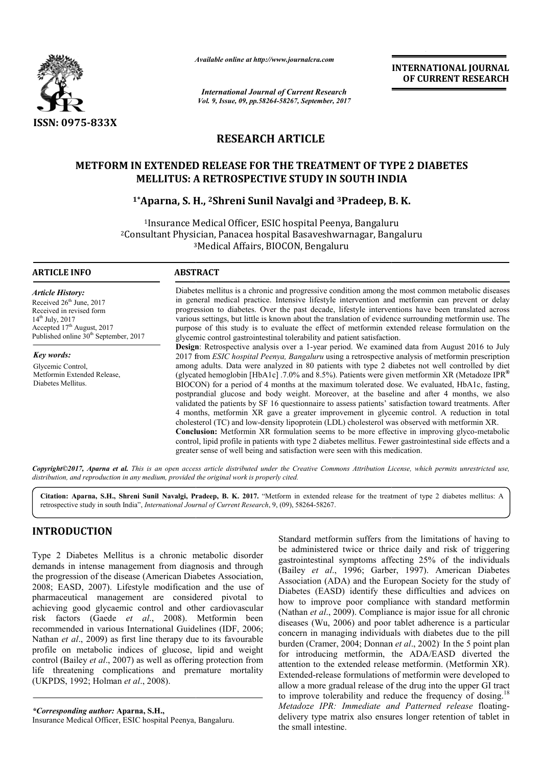ISSN: 0975-833X

*Available online at http://www.journalcra.com*

*International Journal of Current Research*
*Vol. 9, Issue, 09, pp.58264-58267, September, 2017*

**INTERNATIONAL JOURNAL OF CURRENT RESEARCH**

## RESEARCH ARTICLE

# METFORM IN EXTENDED RELEASE FOR THE TREATMENT OF TYPE 2 DIABETES MELLITUS: A RETROSPECTIVE STUDY IN SOUTH INDIA

**[1]*Aparna, S. H., [2]Shreni Sunil Navalgi and [3]Pradeep, B. K.**

[1]Insurance Medical Officer, ESIC hospital Peenya, Bangaluru
[2]Consultant Physician, Panacea hospital Basaveshwarnagar, Bangaluru
[3]Medical Affairs, BIOCON, Bengaluru

### ARTICLE INFO

*Article History:*
Received 26th June, 2017
Received in revised form
14th July, 2017
Accepted 17th August, 2017
Published online 30th September, 2017

*Key words:*
Glycemic Control,
Metformin Extended Release,
Diabetes Mellitus.

### ABSTRACT

Diabetes mellitus is a chronic and progressive condition among the most common metabolic diseases in general medical practice. Intensive lifestyle intervention and metformin can prevent or delay progression to diabetes. Over the past decade, lifestyle interventions have been translated across various settings, but little is known about the translation of evidence surrounding metformin use. The purpose of this study is to evaluate the effect of metformin extended release formulation on the glycemic control gastrointestinal tolerability and patient satisfaction.

**Design**: Retrospective analysis over a 1-year period. We examined data from August 2016 to July 2017 from *ESIC hospital Peenya, Bangaluru* using a retrospective analysis of metformin prescription among adults. Data were analyzed in 80 patients with type 2 diabetes not well controlled by diet (glycated hemoglobin [HbA1c] .7.0% and 8.5%). Patients were given metformin XR (Metadoze IPR® BIOCON) for a period of 4 months at the maximum tolerated dose. We evaluated, HbA1c, fasting, postprandial glucose and body weight. Moreover, at the baseline and after 4 months, we also validated the patients by SF 16 questionnaire to assess patients' satisfaction toward treatments. After 4 months, metformin XR gave a greater improvement in glycemic control. A reduction in total cholesterol (TC) and low-density lipoprotein (LDL) cholesterol was observed with metformin XR.

**Conclusion:** Metformin XR formulation seems to be more effective in improving glyco-metabolic control, lipid profile in patients with type 2 diabetes mellitus. Fewer gastrointestinal side effects and a greater sense of well being and satisfaction were seen with this medication.

***Copyright©2017, Aparna et al.** This is an open access article distributed under the Creative Commons Attribution License, which permits unrestricted use, distribution, and reproduction in any medium, provided the original work is properly cited.*

**Citation: Aparna, S.H., Shreni Sunil Navalgi, Pradeep, B. K. 2017.** "Metform in extended release for the treatment of type 2 diabetes mellitus: A retrospective study in south India", *International Journal of Current Research*, 9, (09), 58264-58267.

## INTRODUCTION

Type 2 Diabetes Mellitus is a chronic metabolic disorder demands in intense management from diagnosis and through the progression of the disease (American Diabetes Association, 2008; EASD, 2007). Lifestyle modification and the use of pharmaceutical management are considered pivotal to achieving good glycaemic control and other cardiovascular risk factors (Gaede *et al*., 2008). Metformin been recommended in various International Guidelines (IDF, 2006; Nathan *et al*., 2009) as first line therapy due to its favourable profile on metabolic indices of glucose, lipid and weight control (Bailey *et al*., 2007) as well as offering protection from life threatening complications and premature mortality (UKPDS, 1992; Holman *et al*., 2008).

Standard metformin suffers from the limitations of having to be administered twice or thrice daily and risk of triggering gastrointestinal symptoms affecting 25% of the individuals (Bailey *et al*., 1996; Garber, 1997). American Diabetes Association (ADA) and the European Society for the study of Diabetes (EASD) identify these difficulties and advices on how to improve poor compliance with standard metformin (Nathan *et al*., 2009). Compliance is major issue for all chronic diseases (Wu, 2006) and poor tablet adherence is a particular concern in managing individuals with diabetes due to the pill burden (Cramer, 2004; Donnan *et al*., 2002). In the 5 point plan for introducing metformin, the ADA/EASD diverted the attention to the extended release metformin. (Metformin XR). Extended-release formulations of metformin were developed to allow a more gradual release of the drug into the upper GI tract to improve tolerability and reduce the frequency of dosing.[18] *Metadoze IPR: Immediate and Patterned release* floating-delivery type matrix also ensures longer retention of tablet in the small intestine.

***Corresponding author:* Aparna, S.H.,**
Insurance Medical Officer, ESIC hospital Peenya, Bangaluru.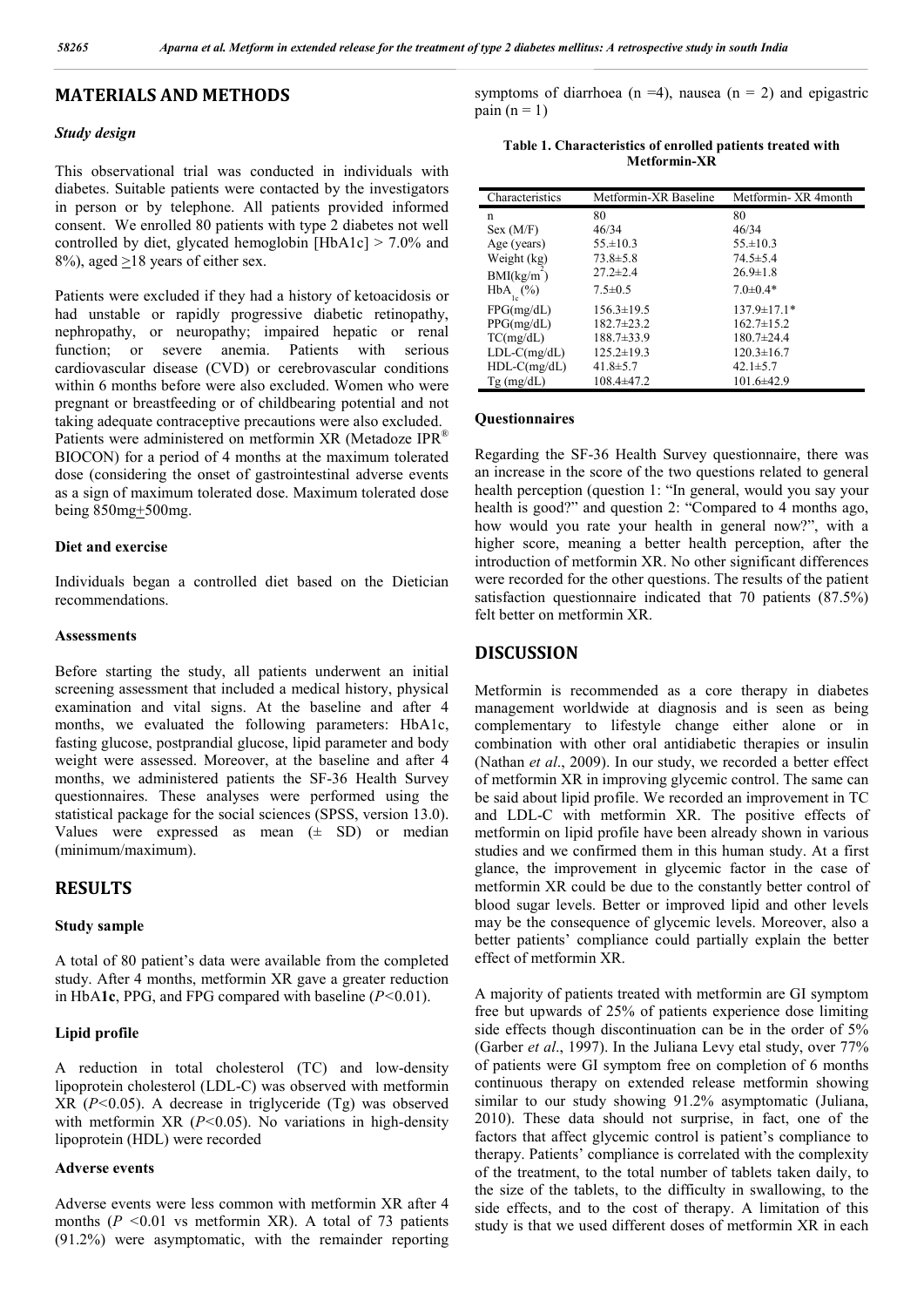## MATERIALS AND METHODS

### Study design

This observational trial was conducted in individuals with diabetes. Suitable patients were contacted by the investigators in person or by telephone. All patients provided informed consent. We enrolled 80 patients with type 2 diabetes not well controlled by diet, glycated hemoglobin [HbA1c] > 7.0% and 8%), aged ≥18 years of either sex.

Patients were excluded if they had a history of ketoacidosis or had unstable or rapidly progressive diabetic retinopathy, nephropathy, or neuropathy; impaired hepatic or renal function; or severe anemia. Patients with serious cardiovascular disease (CVD) or cerebrovascular conditions within 6 months before were also excluded. Women who were pregnant or breastfeeding or of childbearing potential and not taking adequate contraceptive precautions were also excluded. Patients were administered on metformin XR (Metadoze IPR® BIOCON) for a period of 4 months at the maximum tolerated dose (considering the onset of gastrointestinal adverse events as a sign of maximum tolerated dose. Maximum tolerated dose being 850mg±500mg.

### Diet and exercise

Individuals began a controlled diet based on the Dietician recommendations.

### Assessments

Before starting the study, all patients underwent an initial screening assessment that included a medical history, physical examination and vital signs. At the baseline and after 4 months, we evaluated the following parameters: HbA1c, fasting glucose, postprandial glucose, lipid parameter and body weight were assessed. Moreover, at the baseline and after 4 months, we administered patients the SF-36 Health Survey questionnaires. These analyses were performed using the statistical package for the social sciences (SPSS, version 13.0). Values were expressed as mean (± SD) or median (minimum/maximum).

## RESULTS

### Study sample

A total of 80 patient's data were available from the completed study. After 4 months, metformin XR gave a greater reduction in HbA**1c**, PPG, and FPG compared with baseline ($P<0.01$).

### Lipid profile

A reduction in total cholesterol (TC) and low-density lipoprotein cholesterol (LDL-C) was observed with metformin XR ($P<0.05$). A decrease in triglyceride (Tg) was observed with metformin XR ($P<0.05$). No variations in high-density lipoprotein (HDL) were recorded

### Adverse events

Adverse events were less common with metformin XR after 4 months ($P<0.01$ vs metformin XR). A total of 73 patients (91.2%) were asymptomatic, with the remainder reporting symptoms of diarrhoea (n =4), nausea (n = 2) and epigastric pain (n = 1)

**Table 1. Characteristics of enrolled patients treated with Metformin-XR**

| Characteristics | Metformin-XR Baseline | Metformin- XR 4month |
|---|---|---|
| n | 80 | 80 |
| Sex (M/F) | 46/34 | 46/34 |
| Age (years) | 55.±10.3 | 55.±10.3 |
| Weight (kg) | 73.8±5.8 | 74.5±5.4 |
| BMI($kg/m^2$) | 27.2±2.4 | 26.9±1.8 |
| $HbA_{1c}$ (%) | 7.5±0.5 | 7.0±0.4* |
| FPG(mg/dL) | 156.3±19.5 | 137.9±17.1* |
| PPG(mg/dL) | 182.7±23.2 | 162.7±15.2 |
| TC(mg/dL) | 188.7±33.9 | 180.7±24.4 |
| LDL-C(mg/dL) | 125.2±19.3 | 120.3±16.7 |
| HDL-C(mg/dL) | 41.8±5.7 | 42.1±5.7 |
| Tg (mg/dL) | 108.4±47.2 | 101.6±42.9 |

### Questionnaires

Regarding the SF-36 Health Survey questionnaire, there was an increase in the score of the two questions related to general health perception (question 1: "In general, would you say your health is good?" and question 2: "Compared to 4 months ago, how would you rate your health in general now?", with a higher score, meaning a better health perception, after the introduction of metformin XR. No other significant differences were recorded for the other questions. The results of the patient satisfaction questionnaire indicated that 70 patients (87.5%) felt better on metformin XR.

## DISCUSSION

Metformin is recommended as a core therapy in diabetes management worldwide at diagnosis and is seen as being complementary to lifestyle change either alone or in combination with other oral antidiabetic therapies or insulin (Nathan *et al*., 2009). In our study, we recorded a better effect of metformin XR in improving glycemic control. The same can be said about lipid profile. We recorded an improvement in TC and LDL-C with metformin XR. The positive effects of metformin on lipid profile have been already shown in various studies and we confirmed them in this human study. At a first glance, the improvement in glycemic factor in the case of metformin XR could be due to the constantly better control of blood sugar levels. Better or improved lipid and other levels may be the consequence of glycemic levels. Moreover, also a better patients' compliance could partially explain the better effect of metformin XR.

A majority of patients treated with metformin are GI symptom free but upwards of 25% of patients experience dose limiting side effects though discontinuation can be in the order of 5% (Garber *et al*., 1997). In the Juliana Levy etal study, over 77% of patients were GI symptom free on completion of 6 months continuous therapy on extended release metformin showing similar to our study showing 91.2% asymptomatic (Juliana, 2010). These data should not surprise, in fact, one of the factors that affect glycemic control is patient's compliance to therapy. Patients' compliance is correlated with the complexity of the treatment, to the total number of tablets taken daily, to the size of the tablets, to the difficulty in swallowing, to the side effects, and to the cost of therapy. A limitation of this study is that we used different doses of metformin XR in each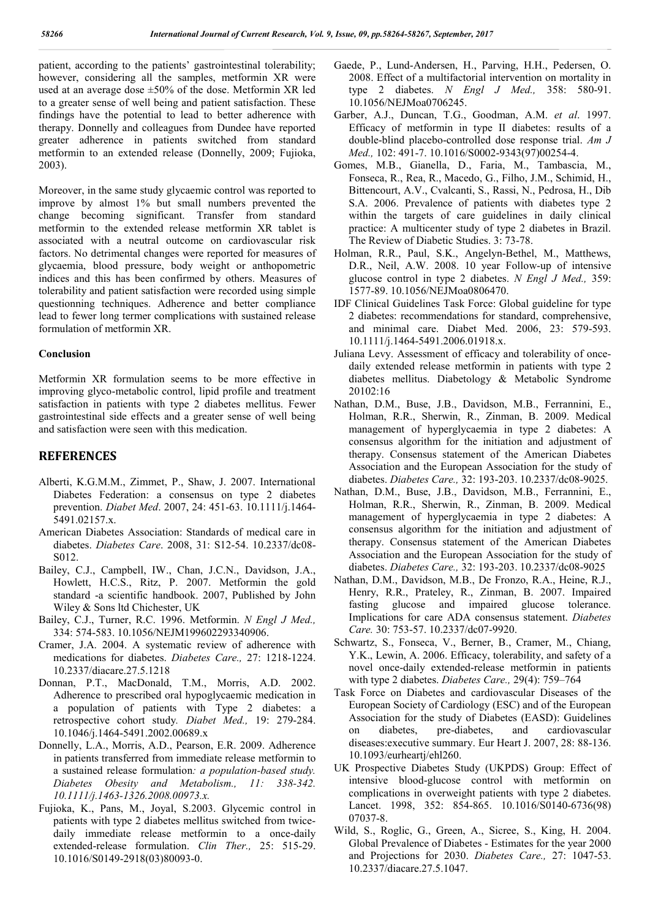patient, according to the patients' gastrointestinal tolerability; however, considering all the samples, metformin XR were used at an average dose ±50% of the dose. Metformin XR led to a greater sense of well being and patient satisfaction. These findings have the potential to lead to better adherence with therapy. Donnelly and colleagues from Dundee have reported greater adherence in patients switched from standard metformin to an extended release (Donnelly, 2009; Fujioka, 2003).

Moreover, in the same study glycaemic control was reported to improve by almost 1% but small numbers prevented the change becoming significant. Transfer from standard metformin to the extended release metformin XR tablet is associated with a neutral outcome on cardiovascular risk factors. No detrimental changes were reported for measures of glycaemia, blood pressure, body weight or anthopometric indices and this has been confirmed by others. Measures of tolerability and patient satisfaction were recorded using simple questionning techniques. Adherence and better compliance lead to fewer long termer complications with sustained release formulation of metformin XR.

**Conclusion**

Metformin XR formulation seems to be more effective in improving glyco-metabolic control, lipid profile and treatment satisfaction in patients with type 2 diabetes mellitus. Fewer gastrointestinal side effects and a greater sense of well being and satisfaction were seen with this medication.

## REFERENCES

- Alberti, K.G.M.M., Zimmet, P., Shaw, J. 2007. International Diabetes Federation: a consensus on type 2 diabetes prevention. *Diabet Med*. 2007, 24: 451-63. 10.1111/j.1464-5491.02157.x.
- American Diabetes Association: Standards of medical care in diabetes. *Diabetes Care*. 2008, 31: S12-54. 10.2337/dc08-S012.
- Bailey, C.J., Campbell, IW., Chan, J.C.N., Davidson, J.A., Howlett, H.C.S., Ritz, P. 2007. Metformin the gold standard -a scientific handbook. 2007, Published by John Wiley & Sons ltd Chichester, UK
- Bailey, C.J., Turner, R.C. 1996. Metformin. *N Engl J Med.,* 334: 574-583. 10.1056/NEJM199602293340906.
- Cramer, J.A. 2004. A systematic review of adherence with medications for diabetes. *Diabetes Care.,* 27: 1218-1224. 10.2337/diacare.27.5.1218
- Donnan, P.T., MacDonald, T.M., Morris, A.D. 2002. Adherence to prescribed oral hypoglycaemic medication in a population of patients with Type 2 diabetes: a retrospective cohort study*. Diabet Med.,* 19: 279-284. 10.1046/j.1464-5491.2002.00689.x
- Donnelly, L.A., Morris, A.D., Pearson, E.R. 2009. Adherence in patients transferred from immediate release metformin to a sustained release formulation*: a population-based study. Diabetes Obesity and Metabolism., 11: 338-342. 10.1111/j.1463-1326.2008.00973.x.*
- Fujioka, K., Pans, M., Joyal, S.2003. Glycemic control in patients with type 2 diabetes mellitus switched from twice-daily immediate release metformin to a once-daily extended-release formulation. *Clin Ther.,* 25: 515-29. 10.1016/S0149-2918(03)80093-0.
- Gaede, P., Lund-Andersen, H., Parving, H.H., Pedersen, O. 2008. Effect of a multifactorial intervention on mortality in type 2 diabetes. *N Engl J Med.,* 358: 580-91. 10.1056/NEJMoa0706245.
- Garber, A.J., Duncan, T.G., Goodman, A.M. *et al*. 1997. Efficacy of metformin in type II diabetes: results of a double-blind placebo-controlled dose response trial. *Am J Med.,* 102: 491-7. 10.1016/S0002-9343(97)00254-4.
- Gomes, M.B., Gianella, D., Faria, M., Tambascia, M., Fonseca, R., Rea, R., Macedo, G., Filho, J.M., Schimid, H., Bittencourt, A.V., Cvalcanti, S., Rassi, N., Pedrosa, H., Dib S.A. 2006. Prevalence of patients with diabetes type 2 within the targets of care guidelines in daily clinical practice: A multicenter study of type 2 diabetes in Brazil. The Review of Diabetic Studies. 3: 73-78.
- Holman, R.R., Paul, S.K., Angelyn-Bethel, M., Matthews, D.R., Neil, A.W. 2008. 10 year Follow-up of intensive glucose control in type 2 diabetes. *N Engl J Med.,* 359: 1577-89. 10.1056/NEJMoa0806470.
- IDF Clinical Guidelines Task Force: Global guideline for type 2 diabetes: recommendations for standard, comprehensive, and minimal care. Diabet Med. 2006, 23: 579-593. 10.1111/j.1464-5491.2006.01918.x.
- Juliana Levy. Assessment of efficacy and tolerability of once-daily extended release metformin in patients with type 2 diabetes mellitus. Diabetology & Metabolic Syndrome 20102:16
- Nathan, D.M., Buse, J.B., Davidson, M.B., Ferrannini, E., Holman, R.R., Sherwin, R., Zinman, B. 2009. Medical management of hyperglycaemia in type 2 diabetes: A consensus algorithm for the initiation and adjustment of therapy. Consensus statement of the American Diabetes Association and the European Association for the study of diabetes. *Diabetes Care.,* 32: 193-203. 10.2337/dc08-9025.
- Nathan, D.M., Buse, J.B., Davidson, M.B., Ferrannini, E., Holman, R.R., Sherwin, R., Zinman, B. 2009. Medical management of hyperglycaemia in type 2 diabetes: A consensus algorithm for the initiation and adjustment of therapy. Consensus statement of the American Diabetes Association and the European Association for the study of diabetes. *Diabetes Care.,* 32: 193-203. 10.2337/dc08-9025
- Nathan, D.M., Davidson, M.B., De Fronzo, R.A., Heine, R.J., Henry, R.R., Prateley, R., Zinman, B. 2007. Impaired fasting glucose and impaired glucose tolerance. Implications for care ADA consensus statement. *Diabetes Care.* 30: 753-57. 10.2337/dc07-9920.
- Schwartz, S., Fonseca, V., Berner, B., Cramer, M., Chiang, Y.K., Lewin, A. 2006. Efficacy, tolerability, and safety of a novel once-daily extended-release metformin in patients with type 2 diabetes. *Diabetes Care.,* 29(4): 759–764
- Task Force on Diabetes and cardiovascular Diseases of the European Society of Cardiology (ESC) and of the European Association for the study of Diabetes (EASD): Guidelines on diabetes, pre-diabetes, and cardiovascular diseases:executive summary. Eur Heart J. 2007, 28: 88-136. 10.1093/eurheartj/ehl260.
- UK Prospective Diabetes Study (UKPDS) Group: Effect of intensive blood-glucose control with metformin on complications in overweight patients with type 2 diabetes. Lancet. 1998, 352: 854-865. 10.1016/S0140-6736(98) 07037-8.
- Wild, S., Roglic, G., Green, A., Sicree, S., King, H. 2004. Global Prevalence of Diabetes - Estimates for the year 2000 and Projections for 2030. *Diabetes Care.,* 27: 1047-53. 10.2337/diacare.27.5.1047.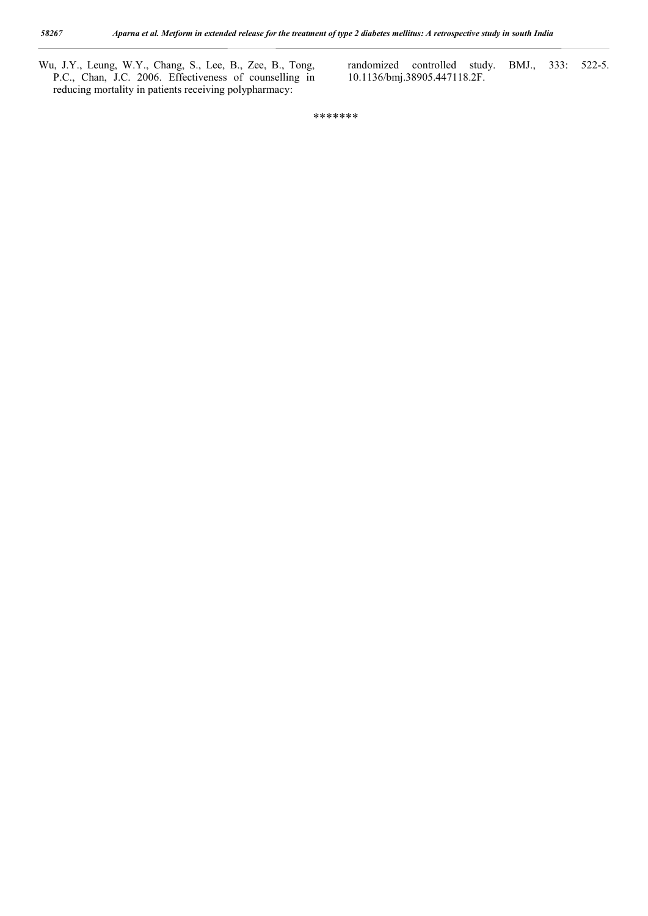Wu, J.Y., Leung, W.Y., Chang, S., Lee, B., Zee, B., Tong, P.C., Chan, J.C. 2006. Effectiveness of counselling in reducing mortality in patients receiving polypharmacy: randomized controlled study. BMJ., 333: 522-5. 10.1136/bmj.38905.447118.2F.

*******